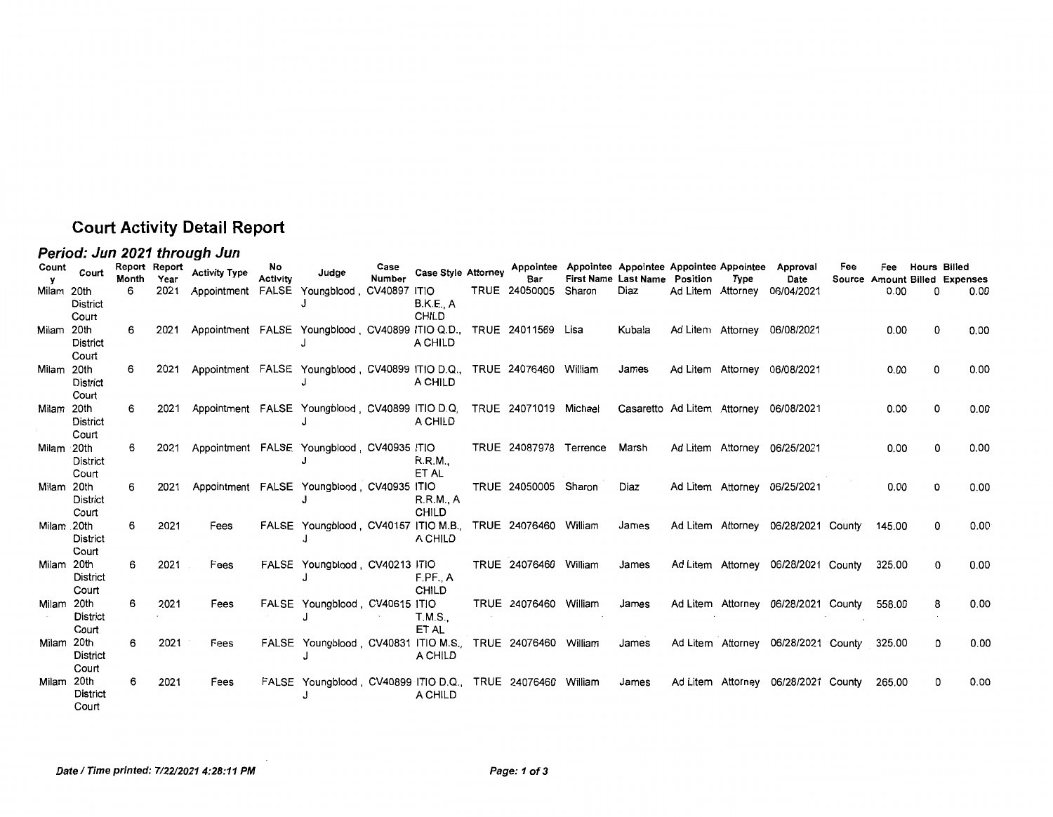# Court Activity Detail Report

## *Period: Jun 2021 through Jun*

| County | Court | Report Month | Report Year | Activity Type | No Activity | Judge | Case Number | Case Style | Attorney | Appointee Bar | Appointee First Name | Appointee Last Name | Appointee Position | Appointee Type | Approval Date | Fee Source | Fee Amount | Hours Billed | Billed Expenses |
|---|---|---|---|---|---|---|---|---|---|---|---|---|---|---|---|---|---|---|---|
| Milam | 20th District Court | 6 | 2021 | Appointment | FALSE | Youngblood, J | CV40897 | ITIO B.K.E., A CHILD | TRUE | 24050005 | Sharon | Diaz | Ad Litem | Attorney | 06/04/2021 | | 0.00 | 0 | 0.00 |
| Milam | 20th District Court | 6 | 2021 | Appointment | FALSE | Youngblood, J | CV40899 | ITIO Q.D., A CHILD | TRUE | 24011569 | Lisa | Kubala | Ad Litem | Attorney | 06/08/2021 | | 0.00 | 0 | 0.00 |
| Milam | 20th District Court | 6 | 2021 | Appointment | FALSE | Youngblood, J | CV40899 | ITIO D.Q., A CHILD | TRUE | 24076460 | William | James | Ad Litem | Attorney | 06/08/2021 | | 0.00 | 0 | 0.00 |
| Milam | 20th District Court | 6 | 2021 | Appointment | FALSE | Youngblood, J | CV40899 | ITIO D.Q. A CHILD | TRUE | 24071019 | Michael | Casaretto | Ad Litem | Attorney | 06/08/2021 | | 0.00 | 0 | 0.00 |
| Milam | 20th District Court | 6 | 2021 | Appointment | FALSE | Youngblood, J | CV40935 | ITIO R.R.M., ET AL | TRUE | 24087978 | Terrence | Marsh | Ad Litem | Attorney | 06/25/2021 | | 0.00 | 0 | 0.00 |
| Milam | 20th District Court | 6 | 2021 | Appointment | FALSE | Youngblood, J | CV40935 | ITIO R.R.M., A CHILD | TRUE | 24050005 | Sharon | Diaz | Ad Litem | Attorney | 06/25/2021 | | 0.00 | 0 | 0.00 |
| Milam | 20th District Court | 6 | 2021 | Fees | FALSE | Youngblood, J | CV40157 | ITIO M.B., A CHILD | TRUE | 24076460 | William | James | Ad Litem | Attorney | 06/28/2021 | County | 145.00 | 0 | 0.00 |
| Milam | 20th District Court | 6 | 2021 | Fees | FALSE | Youngblood, J | CV40213 | ITIO F.PF., A CHILD | TRUE | 24076460 | William | James | Ad Litem | Attorney | 06/28/2021 | County | 325.00 | 0 | 0.00 |
| Milam | 20th District Court | 6 | 2021 | Fees | FALSE | Youngblood, J | CV40615 | ITIO T.M.S., ET AL | TRUE | 24076460 | William | James | Ad Litem | Attorney | 06/28/2021 | County | 558.00 | 8 | 0.00 |
| Milam | 20th District Court | 6 | 2021 | Fees | FALSE | Youngblood, J | CV40831 | ITIO M.S., A CHILD | TRUE | 24076460 | William | James | Ad Litem | Attorney | 06/28/2021 | County | 325.00 | 0 | 0.00 |
| Milam | 20th District Court | 6 | 2021 | Fees | FALSE | Youngblood, J | CV40899 | ITIO D.Q., A CHILD | TRUE | 24076460 | William | James | Ad Litem | Attorney | 06/28/2021 | County | 265.00 | 0 | 0.00 |

*Date / Time printed: 7/22/2021 4:28:11 PM*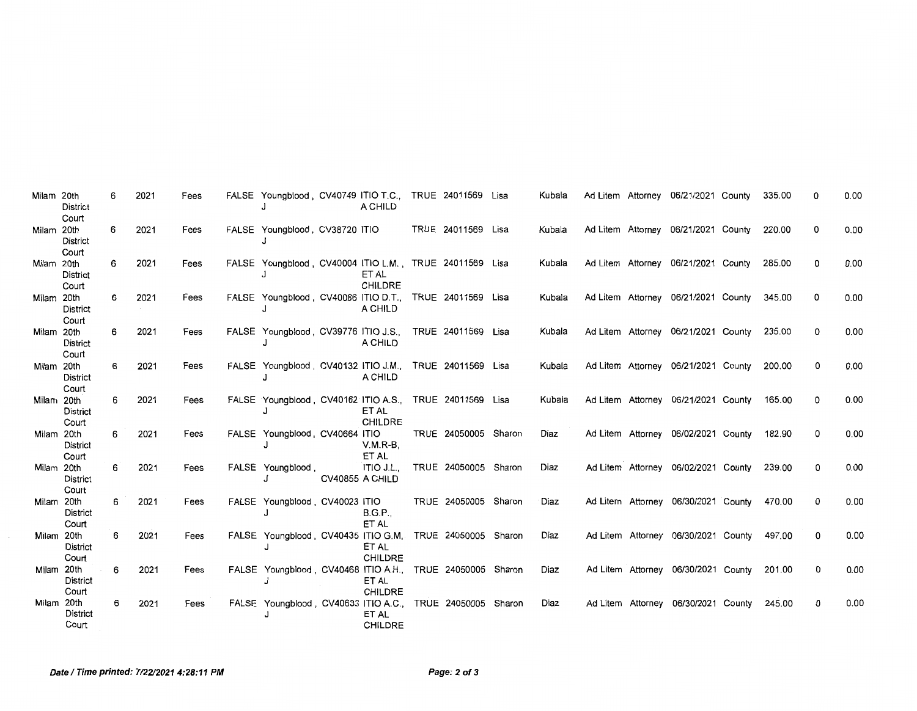| | | | | | | | | | | | | | | | | | | | |
|---|---|---|---|---|---|---|---|---|---|---|---|---|---|---|---|---|---|---|---|
| Milam | 20th District Court | 6 | 2021 | Fees | FALSE | Youngblood , J | CV40749 | ITIO T.C., A CHILD | TRUE | 24011569 | Lisa | Kubala | Ad Litem | Attorney | 06/21/2021 | County | 335.00 | 0 | 0.00 |
| Milam | 20th District Court | 6 | 2021 | Fees | FALSE | Youngblood , J | CV38720 | ITIO | TRUE | 24011569 | Lisa | Kubala | Ad Litem | Attorney | 06/21/2021 | County | 220.00 | 0 | 0.00 |
| Milam | 20th District Court | 6 | 2021 | Fees | FALSE | Youngblood , J | CV40004 | ITIO L.M. , ET AL CHILDRE | TRUE | 24011569 | Lisa | Kubala | Ad Litem | Attorney | 06/21/2021 | County | 285.00 | 0 | 0.00 |
| Milam | 20th District Court | 6 | 2021 | Fees | FALSE | Youngblood , J | CV40086 | ITIO D.T., A CHILD | TRUE | 24011569 | Lisa | Kubala | Ad Litem | Attorney | 06/21/2021 | County | 345.00 | 0 | 0.00 |
| Milam | 20th District Court | 6 | 2021 | Fees | FALSE | Youngblood , J | CV39776 | ITIO J.S., A CHILD | TRUE | 24011569 | Lisa | Kubala | Ad Litem | Attorney | 06/21/2021 | County | 235.00 | 0 | 0.00 |
| Milam | 20th District Court | 6 | 2021 | Fees | FALSE | Youngblood , J | CV40132 | ITIO J.M., A CHILD | TRUE | 24011569 | Lisa | Kubala | Ad Litem | Attorney | 06/21/2021 | County | 200.00 | 0 | 0.00 |
| Milam | 20th District Court | 6 | 2021 | Fees | FALSE | Youngblood , J | CV40162 | ITIO A.S., ET AL CHILDRE | TRUE | 24011569 | Lisa | Kubala | Ad Litem | Attorney | 06/21/2021 | County | 165.00 | 0 | 0.00 |
| Milam | 20th District Court | 6 | 2021 | Fees | FALSE | Youngblood , J | CV40664 | ITIO V.M.R-B, ET AL | TRUE | 24050005 | Sharon | Diaz | Ad Litem | Attorney | 06/02/2021 | County | 182.90 | 0 | 0.00 |
| Milam | 20th District Court | 6 | 2021 | Fees | FALSE | Youngblood , J | CV40855 | ITIO J.L., A CHILD | TRUE | 24050005 | Sharon | Diaz | Ad Litem | Attorney | 06/02/2021 | County | 239.00 | 0 | 0.00 |
| Milam | 20th District Court | 6 | 2021 | Fees | FALSE | Youngblood , J | CV40023 | ITIO B.G.P., ET AL | TRUE | 24050005 | Sharon | Diaz | Ad Litem | Attorney | 06/30/2021 | County | 470.00 | 0 | 0.00 |
| Milam | 20th District Court | 6 | 2021 | Fees | FALSE | Youngblood , J | CV40435 | ITIO G.M, ET AL CHILDRE | TRUE | 24050005 | Sharon | Diaz | Ad Litem | Attorney | 06/30/2021 | County | 497.00 | 0 | 0.00 |
| Milam | 20th District Court | 6 | 2021 | Fees | FALSE | Youngblood , J | CV40468 | ITIO A.H., ET AL CHILDRE | TRUE | 24050005 | Sharon | Diaz | Ad Litem | Attorney | 06/30/2021 | County | 201.00 | 0 | 0.00 |
| Milam | 20th District Court | 6 | 2021 | Fees | FALSE | Youngblood , J | CV40633 | ITIO A.C., ET AL CHILDRE | TRUE | 24050005 | Sharon | Diaz | Ad Litem | Attorney | 06/30/2021 | County | 245.00 | 0 | 0.00 |

*Date / Time printed: 7/22/2021 4:28:11 PM*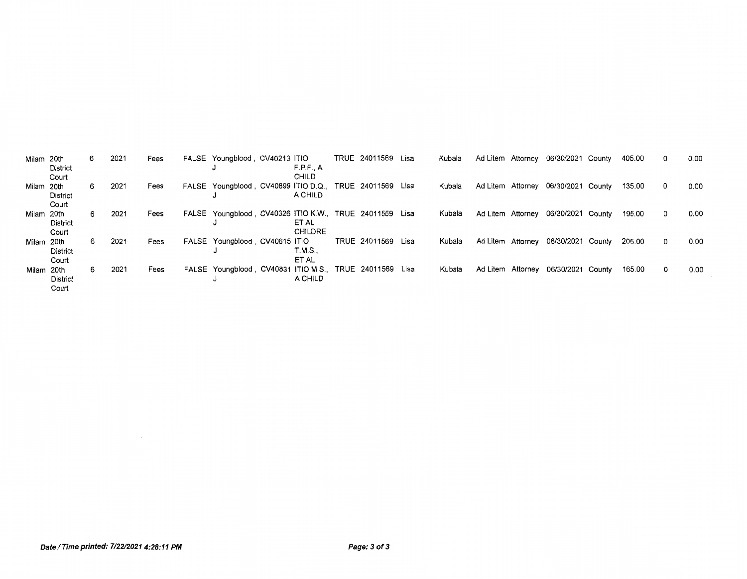| | | | | | | | | | | | | | | | | | |
|---|---|---|---|---|---|---|---|---|---|---|---|---|---|---|---|---|---|
| Milam | 20th District Court | 6 | 2021 | Fees | FALSE | Youngblood, J | CV40213 | ITIO F.P.F., A CHILD | TRUE | 24011569 | Lisa | Kubala | Ad Litem | Attorney | 06/30/2021 | County | 405.00 | 0 | 0.00 |
| Milam | 20th District Court | 6 | 2021 | Fees | FALSE | Youngblood, J | CV40899 | ITIO D.Q., A CHILD | TRUE | 24011569 | Lisa | Kubala | Ad Litem | Attorney | 06/30/2021 | County | 135.00 | 0 | 0.00 |
| Milam | 20th District Court | 6 | 2021 | Fees | FALSE | Youngblood, J | CV40326 | ITIO K.W., ET AL CHILDRE | TRUE | 24011569 | Lisa | Kubala | Ad Litem | Attorney | 06/30/2021 | County | 195.00 | 0 | 0.00 |
| Milam | 20th District Court | 6 | 2021 | Fees | FALSE | Youngblood, J | CV40615 | ITIO T.M.S., ET AL | TRUE | 24011569 | Lisa | Kubala | Ad Litem | Attorney | 06/30/2021 | County | 205.00 | 0 | 0.00 |
| Milam | 20th District Court | 6 | 2021 | Fees | FALSE | Youngblood, J | CV40831 | ITIO M.S., A CHILD | TRUE | 24011569 | Lisa | Kubala | Ad Litem | Attorney | 06/30/2021 | County | 165.00 | 0 | 0.00 |

*Date / Time printed: 7/22/2021 4:28:11 PM*